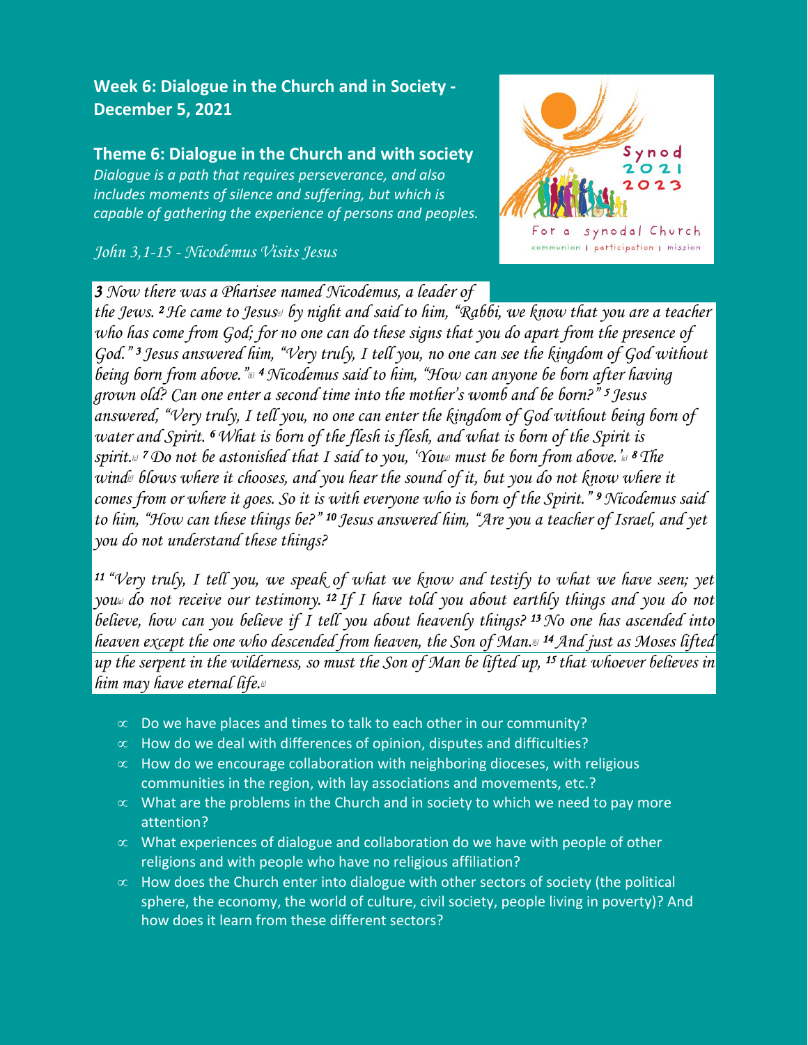## Week 6: Dialogue in the Church and in Society - December 5, 2021

### Theme 6: Dialogue in the Church and with society

*Dialogue is a path that requires perseverance, and also includes moments of silence and suffering, but which is capable of gathering the experience of persons and peoples.*

*John 3,1-15 - Nicodemus Visits Jesus*

***3*** *Now there was a Pharisee named Nicodemus, a leader of the Jews.* ***2*** *He came to Jesus by night and said to him, "Rabbi, we know that you are a teacher who has come from God; for no one can do these signs that you do apart from the presence of God."* ***3*** *Jesus answered him, "Very truly, I tell you, no one can see the kingdom of God without being born from above."* ***4*** *Nicodemus said to him, "How can anyone be born after having grown old? Can one enter a second time into the mother's womb and be born?"* ***5*** *Jesus answered, "Very truly, I tell you, no one can enter the kingdom of God without being born of water and Spirit.* ***6*** *What is born of the flesh is flesh, and what is born of the Spirit is spirit.* ***7*** *Do not be astonished that I said to you, 'You must be born from above.'* ***8*** *The wind blows where it chooses, and you hear the sound of it, but you do not know where it comes from or where it goes. So it is with everyone who is born of the Spirit."* ***9*** *Nicodemus said to him, "How can these things be?"* ***10*** *Jesus answered him, "Are you a teacher of Israel, and yet you do not understand these things?*

***11*** *"Very truly, I tell you, we speak of what we know and testify to what we have seen; yet you do not receive our testimony.* ***12*** *If I have told you about earthly things and you do not believe, how can you believe if I tell you about heavenly things?* ***13*** *No one has ascended into heaven except the one who descended from heaven, the Son of Man.* ***14*** *And just as Moses lifted up the serpent in the wilderness, so must the Son of Man be lifted up,* ***15*** *that whoever believes in him may have eternal life.*

- Do we have places and times to talk to each other in our community?
- How do we deal with differences of opinion, disputes and difficulties?
- How do we encourage collaboration with neighboring dioceses, with religious communities in the region, with lay associations and movements, etc.?
- What are the problems in the Church and in society to which we need to pay more attention?
- What experiences of dialogue and collaboration do we have with people of other religions and with people who have no religious affiliation?
- How does the Church enter into dialogue with other sectors of society (the political sphere, the economy, the world of culture, civil society, people living in poverty)? And how does it learn from these different sectors?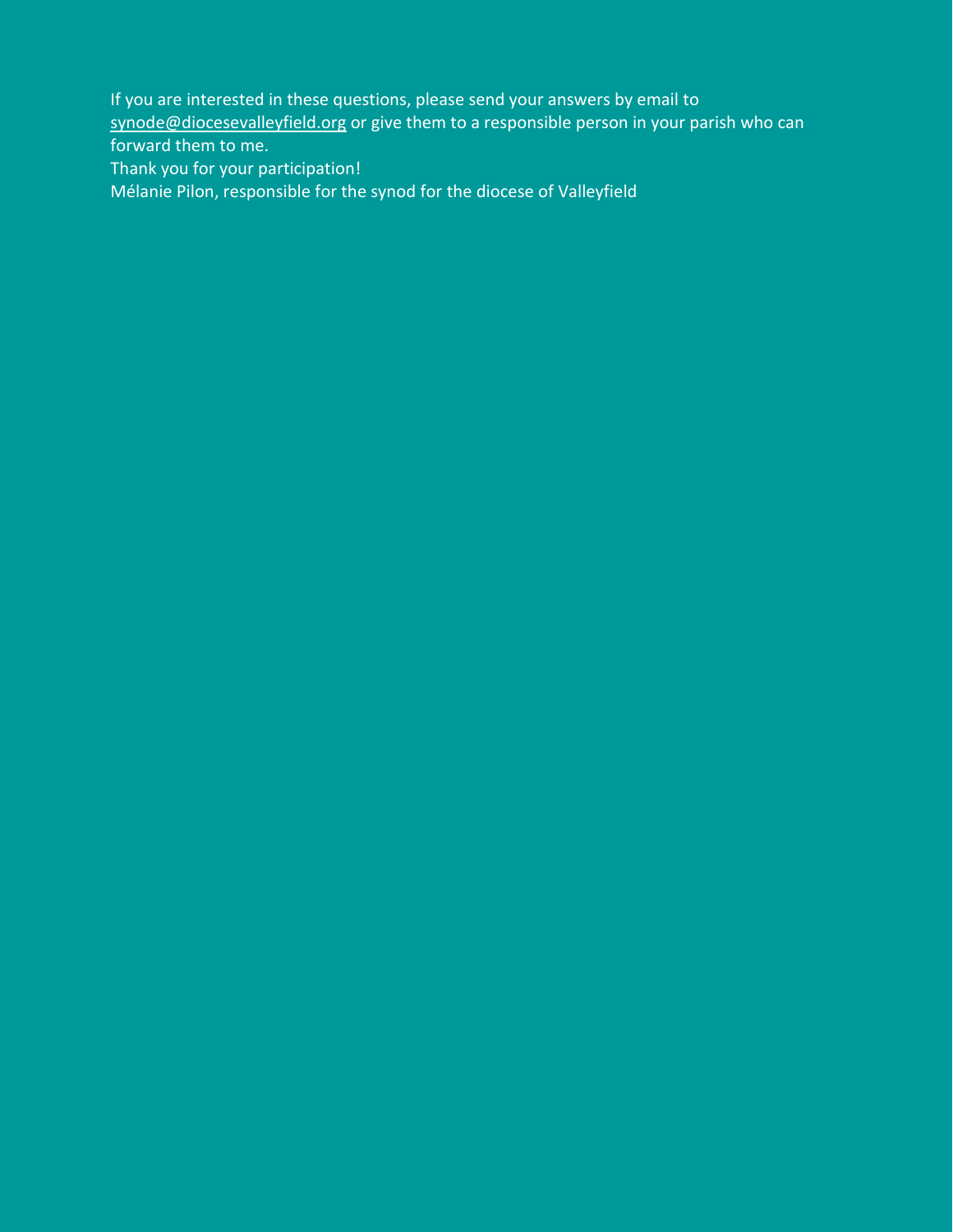If you are interested in these questions, please send your answers by email to synode@diocesevalleyfield.org or give them to a responsible person in your parish who can forward them to me.

Thank you for your participation!

Mélanie Pilon, responsible for the synod for the diocese of Valleyfield